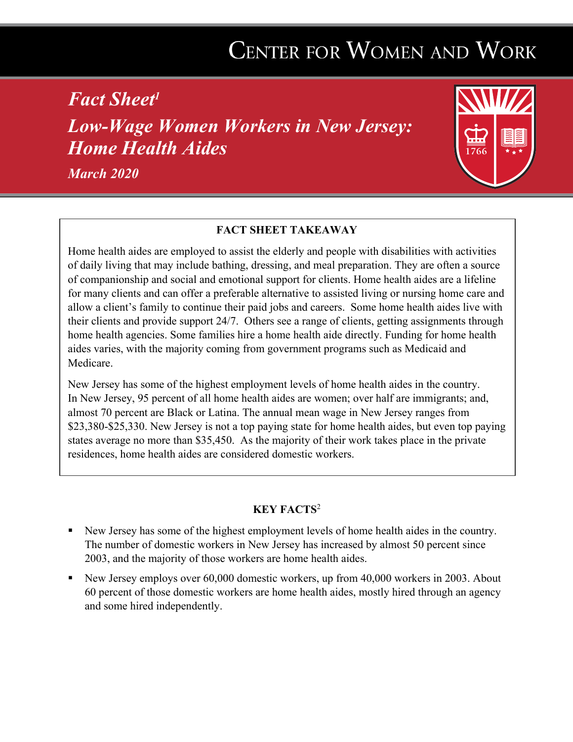# CENTER FOR WOMEN AND WORK

## *Fact Sheet*[1]

## *Low-Wage Women Workers in New Jersey: Home Health Aides*

*March 2020*

**FACT SHEET TAKEAWAY**

Home health aides are employed to assist the elderly and people with disabilities with activities of daily living that may include bathing, dressing, and meal preparation. They are often a source of companionship and social and emotional support for clients. Home health aides are a lifeline for many clients and can offer a preferable alternative to assisted living or nursing home care and allow a client's family to continue their paid jobs and careers. Some home health aides live with their clients and provide support 24/7. Others see a range of clients, getting assignments through home health agencies. Some families hire a home health aide directly. Funding for home health aides varies, with the majority coming from government programs such as Medicaid and Medicare.

New Jersey has some of the highest employment levels of home health aides in the country. In New Jersey, 95 percent of all home health aides are women; over half are immigrants; and, almost 70 percent are Black or Latina. The annual mean wage in New Jersey ranges from $23,380-$25,330. New Jersey is not a top paying state for home health aides, but even top paying states average no more than $35,450. As the majority of their work takes place in the private residences, home health aides are considered domestic workers.

### KEY FACTS[2]

- New Jersey has some of the highest employment levels of home health aides in the country. The number of domestic workers in New Jersey has increased by almost 50 percent since 2003, and the majority of those workers are home health aides.
- New Jersey employs over 60,000 domestic workers, up from 40,000 workers in 2003. About 60 percent of those domestic workers are home health aides, mostly hired through an agency and some hired independently.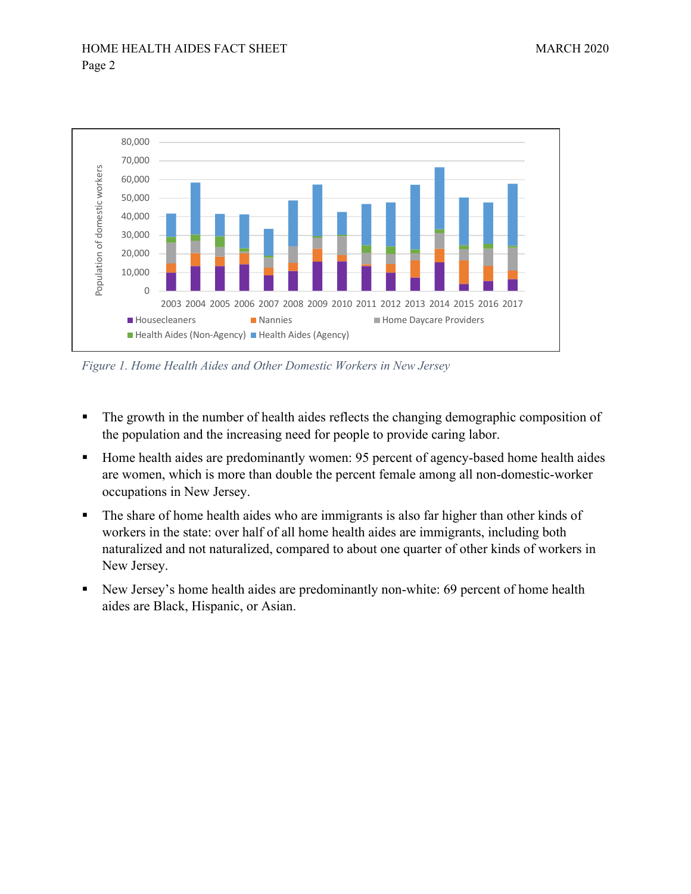*Figure 1. Home Health Aides and Other Domestic Workers in New Jersey*

- The growth in the number of health aides reflects the changing demographic composition of the population and the increasing need for people to provide caring labor.
- Home health aides are predominantly women: 95 percent of agency-based home health aides are women, which is more than double the percent female among all non-domestic-worker occupations in New Jersey.
- The share of home health aides who are immigrants is also far higher than other kinds of workers in the state: over half of all home health aides are immigrants, including both naturalized and not naturalized, compared to about one quarter of other kinds of workers in New Jersey.
- New Jersey's home health aides are predominantly non-white: 69 percent of home health aides are Black, Hispanic, or Asian.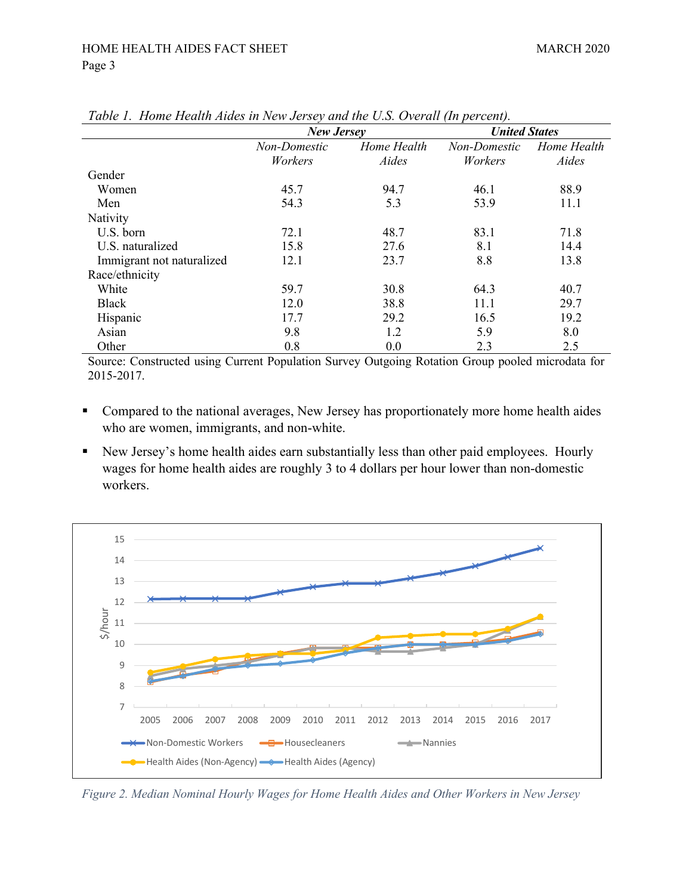*Table 1. Home Health Aides in New Jersey and the U.S. Overall (In percent).*

| | ***New Jersey*** | | ***United States*** | |
|---|---|---|---|---|
| | *Non-Domestic Workers* | *Home Health Aides* | *Non-Domestic Workers* | *Home Health Aides* |
| Gender | | | | |
| Women | 45.7 | 94.7 | 46.1 | 88.9 |
| Men | 54.3 | 5.3 | 53.9 | 11.1 |
| Nativity | | | | |
| U.S. born | 72.1 | 48.7 | 83.1 | 71.8 |
| U.S. naturalized | 15.8 | 27.6 | 8.1 | 14.4 |
| Immigrant not naturalized | 12.1 | 23.7 | 8.8 | 13.8 |
| Race/ethnicity | | | | |
| White | 59.7 | 30.8 | 64.3 | 40.7 |
| Black | 12.0 | 38.8 | 11.1 | 29.7 |
| Hispanic | 17.7 | 29.2 | 16.5 | 19.2 |
| Asian | 9.8 | 1.2 | 5.9 | 8.0 |
| Other | 0.8 | 0.0 | 2.3 | 2.5 |

Source: Constructed using Current Population Survey Outgoing Rotation Group pooled microdata for 2015-2017.

- Compared to the national averages, New Jersey has proportionately more home health aides who are women, immigrants, and non-white.
- New Jersey's home health aides earn substantially less than other paid employees. Hourly wages for home health aides are roughly 3 to 4 dollars per hour lower than non-domestic workers.

*Figure 2. Median Nominal Hourly Wages for Home Health Aides and Other Workers in New Jersey*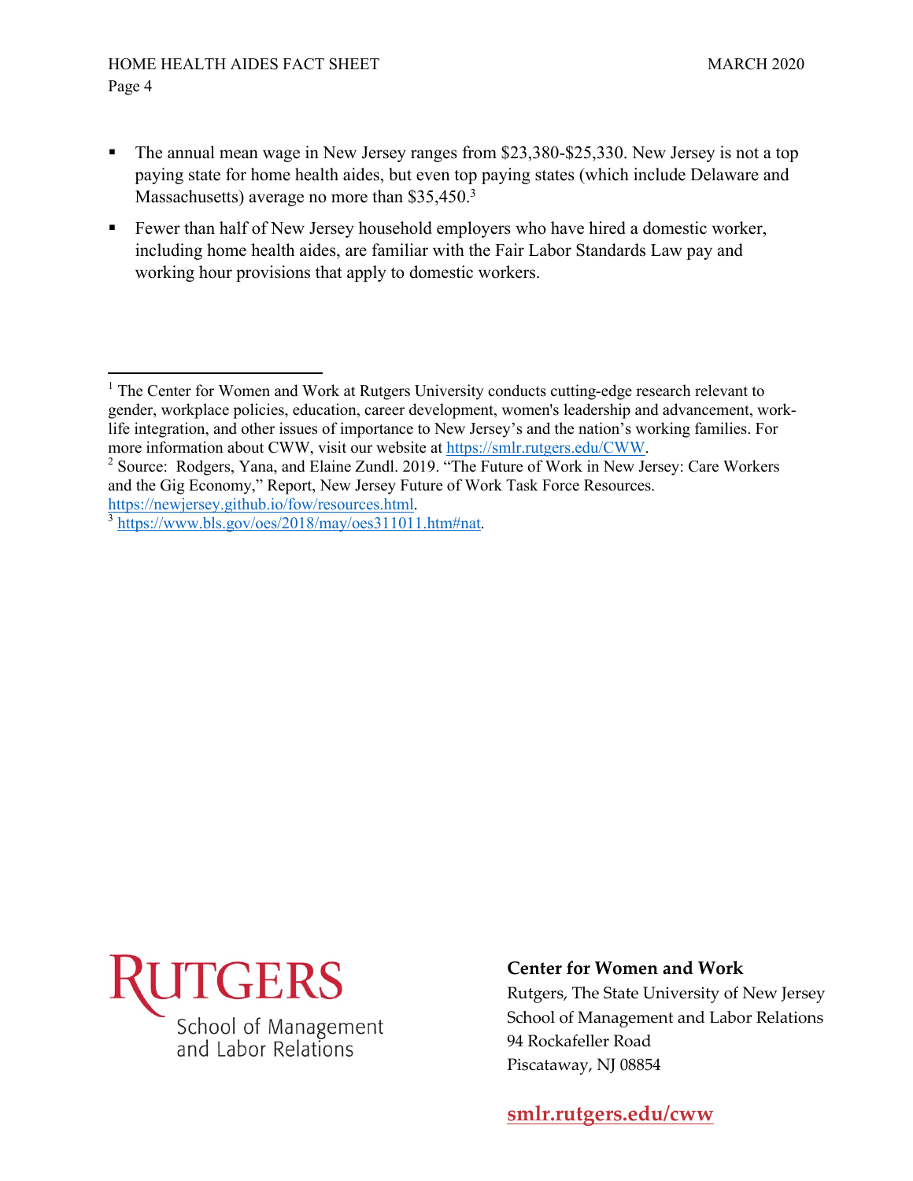- The annual mean wage in New Jersey ranges from $23,380-$25,330. New Jersey is not a top paying state for home health aides, but even top paying states (which include Delaware and Massachusetts) average no more than $35,450.[3]
- Fewer than half of New Jersey household employers who have hired a domestic worker, including home health aides, are familiar with the Fair Labor Standards Law pay and working hour provisions that apply to domestic workers.

---

[1] The Center for Women and Work at Rutgers University conducts cutting-edge research relevant to gender, workplace policies, education, career development, women's leadership and advancement, work-life integration, and other issues of importance to New Jersey's and the nation's working families. For more information about CWW, visit our website at https://smlr.rutgers.edu/CWW.

[2] Source: Rodgers, Yana, and Elaine Zundl. 2019. "The Future of Work in New Jersey: Care Workers and the Gig Economy," Report, New Jersey Future of Work Task Force Resources. https://newjersey.github.io/fow/resources.html.

[3] https://www.bls.gov/oes/2018/may/oes311011.htm#nat.

RUTGERS
School of Management and Labor Relations

**Center for Women and Work**
Rutgers, The State University of New Jersey
School of Management and Labor Relations
94 Rockafeller Road
Piscataway, NJ 08854

**smlr.rutgers.edu/cww**